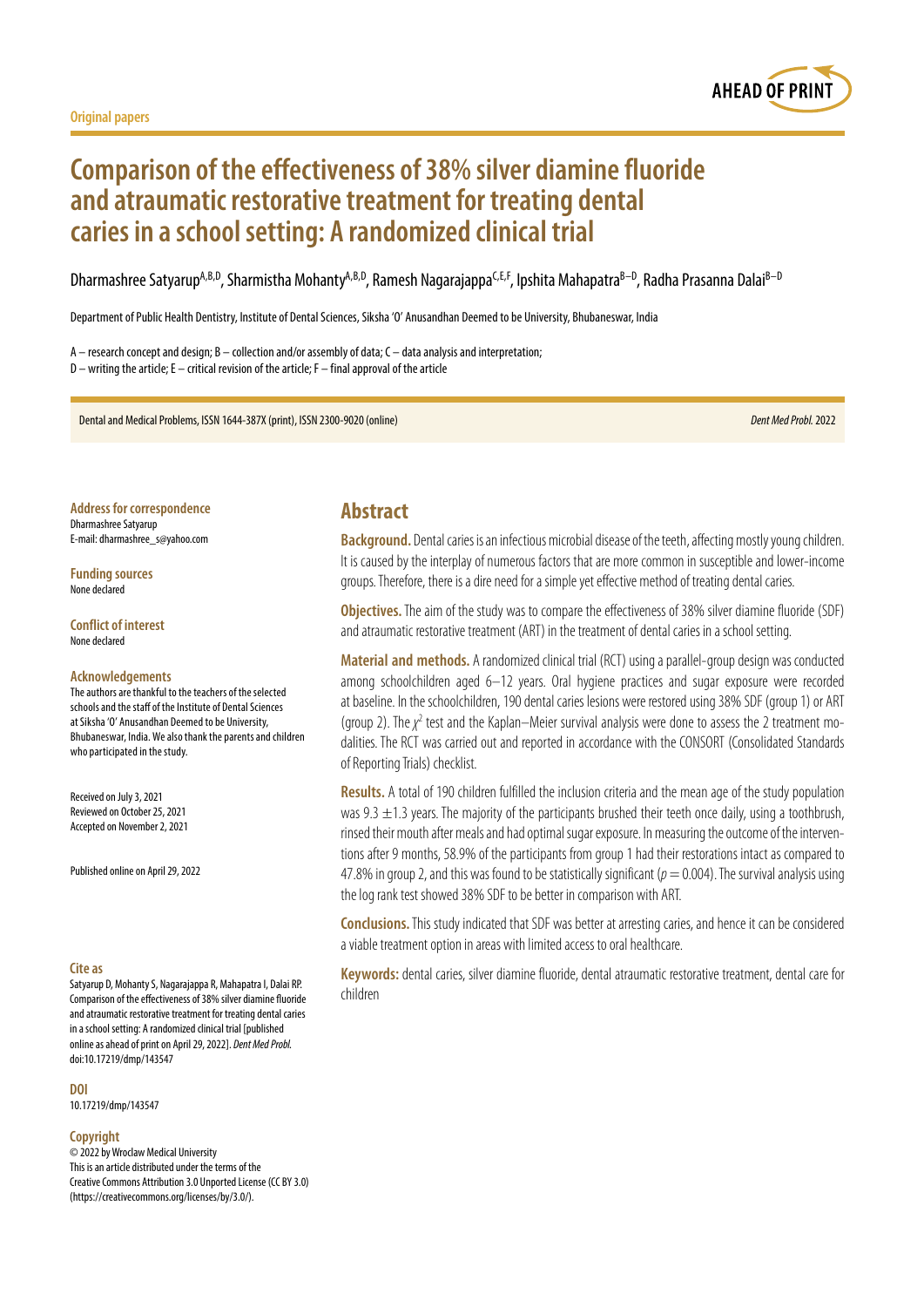Original papers

# Comparison of the effectiveness of 38% silver diamine fluoride and atraumatic restorative treatment for treating dental caries in a school setting: A randomized clinical trial

Dharmashree Satyarup[A,B,D], Sharmistha Mohanty[A,B,D], Ramesh Nagarajappa[C,E,F], Ipshita Mahapatra[B–D], Radha Prasanna Dalai[B–D]

Department of Public Health Dentistry, Institute of Dental Sciences, Siksha 'O' Anusandhan Deemed to be University, Bhubaneswar, India

A – research concept and design; B – collection and/or assembly of data; C – data analysis and interpretation;
D – writing the article; E – critical revision of the article; F – final approval of the article

Dental and Medical Problems, ISSN 1644-387X (print), ISSN 2300-9020 (online) *Dent Med Probl.* 2022

**Address for correspondence**
Dharmashree Satyarup
E-mail: dharmashree_s@yahoo.com

**Funding sources**
None declared

**Conflict of interest**
None declared

**Acknowledgements**
The authors are thankful to the teachers of the selected schools and the staff of the Institute of Dental Sciences at Siksha 'O' Anusandhan Deemed to be University, Bhubaneswar, India. We also thank the parents and children who participated in the study.

Received on July 3, 2021
Reviewed on October 25, 2021
Accepted on November 2, 2021

Published online on April 29, 2022

**Cite as**
Satyarup D, Mohanty S, Nagarajappa R, Mahapatra I, Dalai RP. Comparison of the effectiveness of 38% silver diamine fluoride and atraumatic restorative treatment for treating dental caries in a school setting: A randomized clinical trial [published online as ahead of print on April 29, 2022]. *Dent Med Probl.* doi:10.17219/dmp/143547

**DOI**
10.17219/dmp/143547

**Copyright**
© 2022 by Wroclaw Medical University
This is an article distributed under the terms of the Creative Commons Attribution 3.0 Unported License (CC BY 3.0) (https://creativecommons.org/licenses/by/3.0/).

## Abstract

**Background.** Dental caries is an infectious microbial disease of the teeth, affecting mostly young children. It is caused by the interplay of numerous factors that are more common in susceptible and lower-income groups. Therefore, there is a dire need for a simple yet effective method of treating dental caries.

**Objectives.** The aim of the study was to compare the effectiveness of 38% silver diamine fluoride (SDF) and atraumatic restorative treatment (ART) in the treatment of dental caries in a school setting.

**Material and methods.** A randomized clinical trial (RCT) using a parallel-group design was conducted among schoolchildren aged 6–12 years. Oral hygiene practices and sugar exposure were recorded at baseline. In the schoolchildren, 190 dental caries lesions were restored using 38% SDF (group 1) or ART (group 2). The $\chi^2$ test and the Kaplan–Meier survival analysis were done to assess the 2 treatment modalities. The RCT was carried out and reported in accordance with the CONSORT (Consolidated Standards of Reporting Trials) checklist.

**Results.** A total of 190 children fulfilled the inclusion criteria and the mean age of the study population was 9.3 ±1.3 years. The majority of the participants brushed their teeth once daily, using a toothbrush, rinsed their mouth after meals and had optimal sugar exposure. In measuring the outcome of the interventions after 9 months, 58.9% of the participants from group 1 had their restorations intact as compared to 47.8% in group 2, and this was found to be statistically significant ($p = 0.004$). The survival analysis using the log rank test showed 38% SDF to be better in comparison with ART.

**Conclusions.** This study indicated that SDF was better at arresting caries, and hence it can be considered a viable treatment option in areas with limited access to oral healthcare.

**Keywords:** dental caries, silver diamine fluoride, dental atraumatic restorative treatment, dental care for children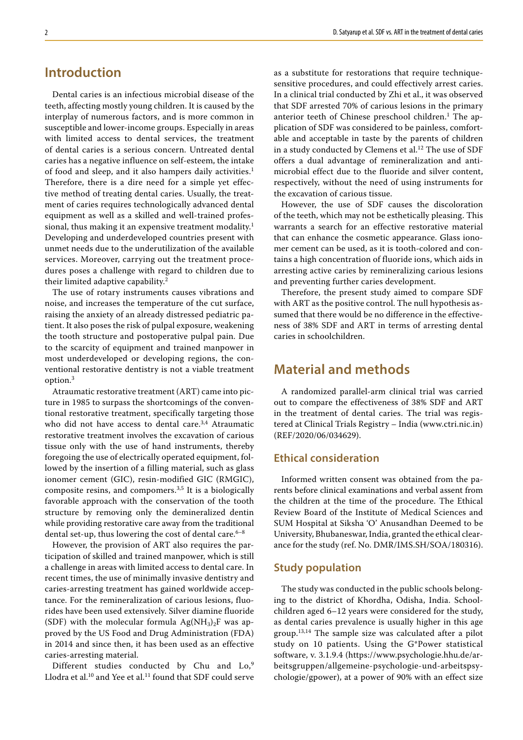## Introduction

Dental caries is an infectious microbial disease of the teeth, affecting mostly young children. It is caused by the interplay of numerous factors, and is more common in susceptible and lower-income groups. Especially in areas with limited access to dental services, the treatment of dental caries is a serious concern. Untreated dental caries has a negative influence on self-esteem, the intake of food and sleep, and it also hampers daily activities.[1] Therefore, there is a dire need for a simple yet effective method of treating dental caries. Usually, the treatment of caries requires technologically advanced dental equipment as well as a skilled and well-trained professional, thus making it an expensive treatment modality.[1] Developing and underdeveloped countries present with unmet needs due to the underutilization of the available services. Moreover, carrying out the treatment procedures poses a challenge with regard to children due to their limited adaptive capability.[2]

The use of rotary instruments causes vibrations and noise, and increases the temperature of the cut surface, raising the anxiety of an already distressed pediatric patient. It also poses the risk of pulpal exposure, weakening the tooth structure and postoperative pulpal pain. Due to the scarcity of equipment and trained manpower in most underdeveloped or developing regions, the conventional restorative dentistry is not a viable treatment option.[3]

Atraumatic restorative treatment (ART) came into picture in 1985 to surpass the shortcomings of the conventional restorative treatment, specifically targeting those who did not have access to dental care.[3,4] Atraumatic restorative treatment involves the excavation of carious tissue only with the use of hand instruments, thereby foregoing the use of electrically operated equipment, followed by the insertion of a filling material, such as glass ionomer cement (GIC), resin-modified GIC (RMGIC), composite resins, and compomers.[3,5] It is a biologically favorable approach with the conservation of the tooth structure by removing only the demineralized dentin while providing restorative care away from the traditional dental set-up, thus lowering the cost of dental care.[6–8]

However, the provision of ART also requires the participation of skilled and trained manpower, which is still a challenge in areas with limited access to dental care. In recent times, the use of minimally invasive dentistry and caries-arresting treatment has gained worldwide acceptance. For the remineralization of carious lesions, fluorides have been used extensively. Silver diamine fluoride (SDF) with the molecular formula $Ag(NH_3)_2F$ was approved by the US Food and Drug Administration (FDA) in 2014 and since then, it has been used as an effective caries-arresting material.

Different studies conducted by Chu and Lo,[9] Llodra et al.[10] and Yee et al.[11] found that SDF could serve as a substitute for restorations that require technique-sensitive procedures, and could effectively arrest caries. In a clinical trial conducted by Zhi et al., it was observed that SDF arrested 70% of carious lesions in the primary anterior teeth of Chinese preschool children.[1] The application of SDF was considered to be painless, comfortable and acceptable in taste by the parents of children in a study conducted by Clemens et al.[12] The use of SDF offers a dual advantage of remineralization and antimicrobial effect due to the fluoride and silver content, respectively, without the need of using instruments for the excavation of carious tissue.

However, the use of SDF causes the discoloration of the teeth, which may not be esthetically pleasing. This warrants a search for an effective restorative material that can enhance the cosmetic appearance. Glass ionomer cement can be used, as it is tooth-colored and contains a high concentration of fluoride ions, which aids in arresting active caries by remineralizing carious lesions and preventing further caries development.

Therefore, the present study aimed to compare SDF with ART as the positive control. The null hypothesis assumed that there would be no difference in the effectiveness of 38% SDF and ART in terms of arresting dental caries in schoolchildren.

## Material and methods

A randomized parallel-arm clinical trial was carried out to compare the effectiveness of 38% SDF and ART in the treatment of dental caries. The trial was registered at Clinical Trials Registry – India (www.ctri.nic.in) (REF/2020/06/034629).

### Ethical consideration

Informed written consent was obtained from the parents before clinical examinations and verbal assent from the children at the time of the procedure. The Ethical Review Board of the Institute of Medical Sciences and SUM Hospital at Siksha 'O' Anusandhan Deemed to be University, Bhubaneswar, India, granted the ethical clearance for the study (ref. No. DMR/IMS.SH/SOA/180316).

### Study population

The study was conducted in the public schools belonging to the district of Khordha, Odisha, India. Schoolchildren aged 6–12 years were considered for the study, as dental caries prevalence is usually higher in this age group.[13,14] The sample size was calculated after a pilot study on 10 patients. Using the G*Power statistical software, v. 3.1.9.4 (https://www.psychologie.hhu.de/arbeitsgruppen/allgemeine-psychologie-und-arbeitspsychologie/gpower), at a power of 90% with an effect size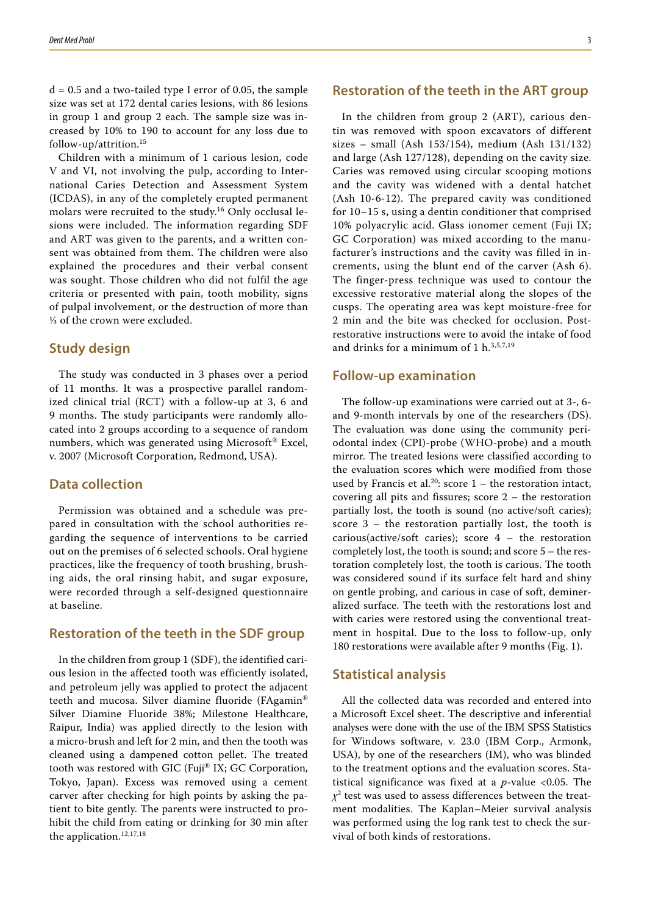$d = 0.5$ and a two-tailed type I error of 0.05, the sample size was set at 172 dental caries lesions, with 86 lesions in group 1 and group 2 each. The sample size was increased by 10% to 190 to account for any loss due to follow-up/attrition.[15]

Children with a minimum of 1 carious lesion, code V and VI, not involving the pulp, according to International Caries Detection and Assessment System (ICDAS), in any of the completely erupted permanent molars were recruited to the study.[16] Only occlusal lesions were included. The information regarding SDF and ART was given to the parents, and a written consent was obtained from them. The children were also explained the procedures and their verbal consent was sought. Those children who did not fulfil the age criteria or presented with pain, tooth mobility, signs of pulpal involvement, or the destruction of more than ⅓ of the crown were excluded.

## Study design

The study was conducted in 3 phases over a period of 11 months. It was a prospective parallel randomized clinical trial (RCT) with a follow-up at 3, 6 and 9 months. The study participants were randomly allocated into 2 groups according to a sequence of random numbers, which was generated using Microsoft® Excel, v. 2007 (Microsoft Corporation, Redmond, USA).

## Data collection

Permission was obtained and a schedule was prepared in consultation with the school authorities regarding the sequence of interventions to be carried out on the premises of 6 selected schools. Oral hygiene practices, like the frequency of tooth brushing, brushing aids, the oral rinsing habit, and sugar exposure, were recorded through a self-designed questionnaire at baseline.

## Restoration of the teeth in the SDF group

In the children from group 1 (SDF), the identified carious lesion in the affected tooth was efficiently isolated, and petroleum jelly was applied to protect the adjacent teeth and mucosa. Silver diamine fluoride (FAgamin® Silver Diamine Fluoride 38%; Milestone Healthcare, Raipur, India) was applied directly to the lesion with a micro-brush and left for 2 min, and then the tooth was cleaned using a dampened cotton pellet. The treated tooth was restored with GIC (Fuji® IX; GC Corporation, Tokyo, Japan). Excess was removed using a cement carver after checking for high points by asking the patient to bite gently. The parents were instructed to prohibit the child from eating or drinking for 30 min after the application.[12,17,18]

## Restoration of the teeth in the ART group

In the children from group 2 (ART), carious dentin was removed with spoon excavators of different sizes – small (Ash 153/154), medium (Ash 131/132) and large (Ash 127/128), depending on the cavity size. Caries was removed using circular scooping motions and the cavity was widened with a dental hatchet (Ash 10-6-12). The prepared cavity was conditioned for 10–15 s, using a dentin conditioner that comprised 10% polyacrylic acid. Glass ionomer cement (Fuji IX; GC Corporation) was mixed according to the manufacturer's instructions and the cavity was filled in increments, using the blunt end of the carver (Ash 6). The finger-press technique was used to contour the excessive restorative material along the slopes of the cusps. The operating area was kept moisture-free for 2 min and the bite was checked for occlusion. Post-restorative instructions were to avoid the intake of food and drinks for a minimum of 1 h.[3,5,7,19]

## Follow-up examination

The follow-up examinations were carried out at 3-, 6- and 9-month intervals by one of the researchers (DS). The evaluation was done using the community periodontal index (CPI)-probe (WHO-probe) and a mouth mirror. The treated lesions were classified according to the evaluation scores which were modified from those used by Francis et al.[20]: score 1 – the restoration intact, covering all pits and fissures; score 2 – the restoration partially lost, the tooth is sound (no active/soft caries); score 3 – the restoration partially lost, the tooth is carious(active/soft caries); score 4 – the restoration completely lost, the tooth is sound; and score 5 – the restoration completely lost, the tooth is carious. The tooth was considered sound if its surface felt hard and shiny on gentle probing, and carious in case of soft, demineralized surface. The teeth with the restorations lost and with caries were restored using the conventional treatment in hospital. Due to the loss to follow-up, only 180 restorations were available after 9 months (Fig. 1).

## Statistical analysis

All the collected data was recorded and entered into a Microsoft Excel sheet. The descriptive and inferential analyses were done with the use of the IBM SPSS Statistics for Windows software, v. 23.0 (IBM Corp., Armonk, USA), by one of the researchers (IM), who was blinded to the treatment options and the evaluation scores. Statistical significance was fixed at a $p$-value $<0.05$. The $\chi^2$ test was used to assess differences between the treatment modalities. The Kaplan–Meier survival analysis was performed using the log rank test to check the survival of both kinds of restorations.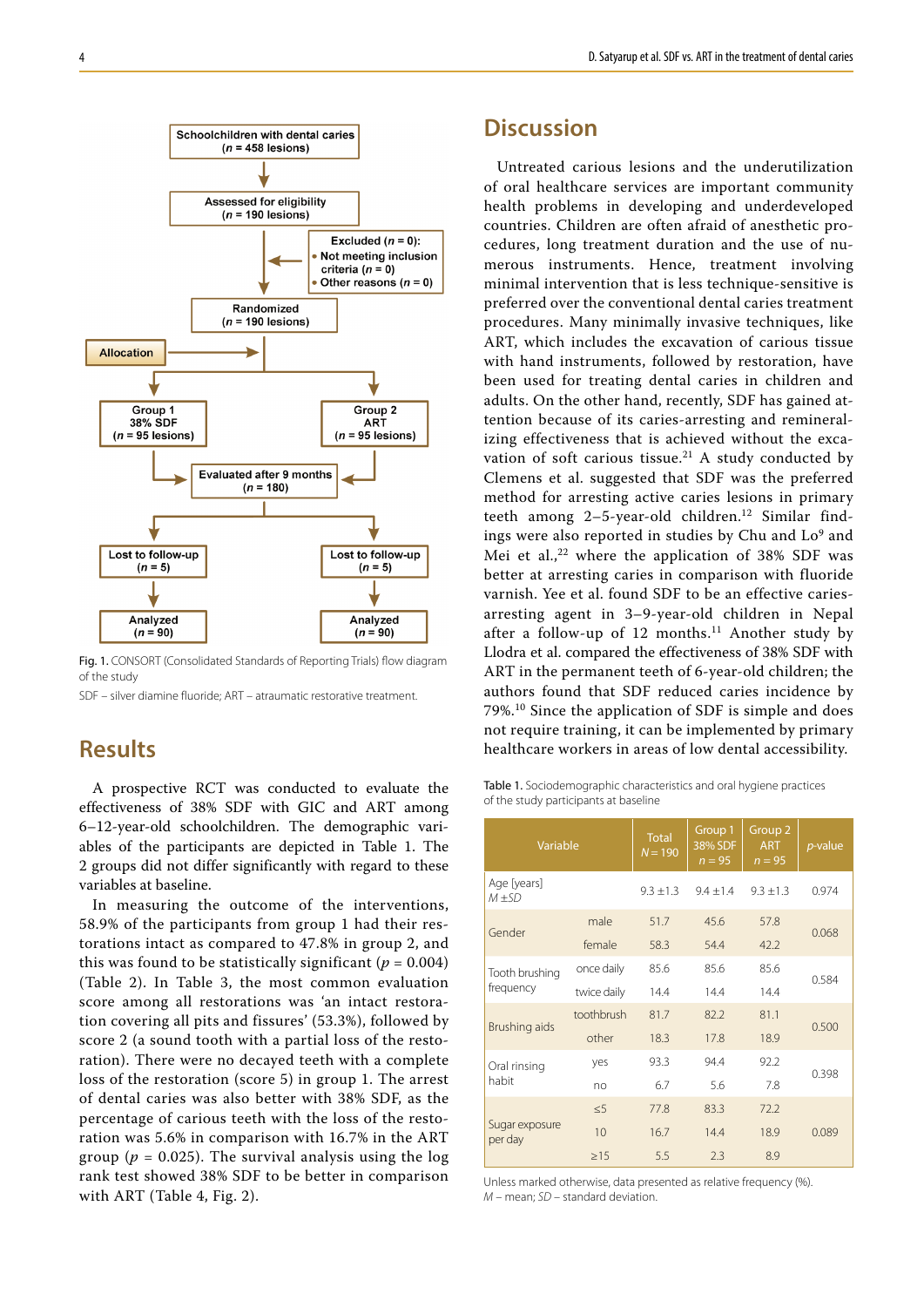Schoolchildren with dental caries (*n* = 458 lesions)

Assessed for eligibility (*n* = 190 lesions)

Excluded (*n* = 0):
- Not meeting inclusion criteria (*n* = 0)
- Other reasons (*n* = 0)

Randomized (*n* = 190 lesions)

Allocation

Group 1 38% SDF (*n* = 95 lesions)

Group 2 ART (*n* = 95 lesions)

Evaluated after 9 months (*n* = 180)

Lost to follow-up (*n* = 5)

Lost to follow-up (*n* = 5)

Analyzed (*n* = 90)

Analyzed (*n* = 90)

Fig. 1. CONSORT (Consolidated Standards of Reporting Trials) flow diagram of the study

SDF – silver diamine fluoride; ART – atraumatic restorative treatment.

# Results

A prospective RCT was conducted to evaluate the effectiveness of 38% SDF with GIC and ART among 6–12-year-old schoolchildren. The demographic variables of the participants are depicted in Table 1. The 2 groups did not differ significantly with regard to these variables at baseline.

In measuring the outcome of the interventions, 58.9% of the participants from group 1 had their restorations intact as compared to 47.8% in group 2, and this was found to be statistically significant ($p$ = 0.004) (Table 2). In Table 3, the most common evaluation score among all restorations was 'an intact restoration covering all pits and fissures' (53.3%), followed by score 2 (a sound tooth with a partial loss of the restoration). There were no decayed teeth with a complete loss of the restoration (score 5) in group 1. The arrest of dental caries was also better with 38% SDF, as the percentage of carious teeth with the loss of the restoration was 5.6% in comparison with 16.7% in the ART group ($p$ = 0.025). The survival analysis using the log rank test showed 38% SDF to be better in comparison with ART (Table 4, Fig. 2).

# Discussion

Untreated carious lesions and the underutilization of oral healthcare services are important community health problems in developing and underdeveloped countries. Children are often afraid of anesthetic procedures, long treatment duration and the use of numerous instruments. Hence, treatment involving minimal intervention that is less technique-sensitive is preferred over the conventional dental caries treatment procedures. Many minimally invasive techniques, like ART, which includes the excavation of carious tissue with hand instruments, followed by restoration, have been used for treating dental caries in children and adults. On the other hand, recently, SDF has gained attention because of its caries-arresting and remineralizing effectiveness that is achieved without the excavation of soft carious tissue.[21] A study conducted by Clemens et al. suggested that SDF was the preferred method for arresting active caries lesions in primary teeth among 2–5-year-old children.[12] Similar findings were also reported in studies by Chu and Lo[9] and Mei et al.,[22] where the application of 38% SDF was better at arresting caries in comparison with fluoride varnish. Yee et al. found SDF to be an effective caries-arresting agent in 3–9-year-old children in Nepal after a follow-up of 12 months.[11] Another study by Llodra et al. compared the effectiveness of 38% SDF with ART in the permanent teeth of 6-year-old children; the authors found that SDF reduced caries incidence by 79%.[10] Since the application of SDF is simple and does not require training, it can be implemented by primary healthcare workers in areas of low dental accessibility.

Table 1. Sociodemographic characteristics and oral hygiene practices of the study participants at baseline

| Variable | | Total $N$ = 190 | Group 1 38% SDF $n$ = 95 | Group 2 ART $n$ = 95 | $p$-value |
|---|---|---|---|---|---|
| Age [years] $M$ ±SD | | 9.3 ±1.3 | 9.4 ±1.4 | 9.3 ±1.3 | 0.974 |
| Gender | male | 51.7 | 45.6 | 57.8 | 0.068 |
| | female | 58.3 | 54.4 | 42.2 | |
| Tooth brushing frequency | once daily | 85.6 | 85.6 | 85.6 | 0.584 |
| | twice daily | 14.4 | 14.4 | 14.4 | |
| Brushing aids | toothbrush | 81.7 | 82.2 | 81.1 | 0.500 |
| | other | 18.3 | 17.8 | 18.9 | |
| Oral rinsing habit | yes | 93.3 | 94.4 | 92.2 | 0.398 |
| | no | 6.7 | 5.6 | 7.8 | |
| Sugar exposure per day | ≤5 | 77.8 | 83.3 | 72.2 | 0.089 |
| | 10 | 16.7 | 14.4 | 18.9 | |
| | ≥15 | 5.5 | 2.3 | 8.9 | |

Unless marked otherwise, data presented as relative frequency (%). $M$ – mean; $SD$ – standard deviation.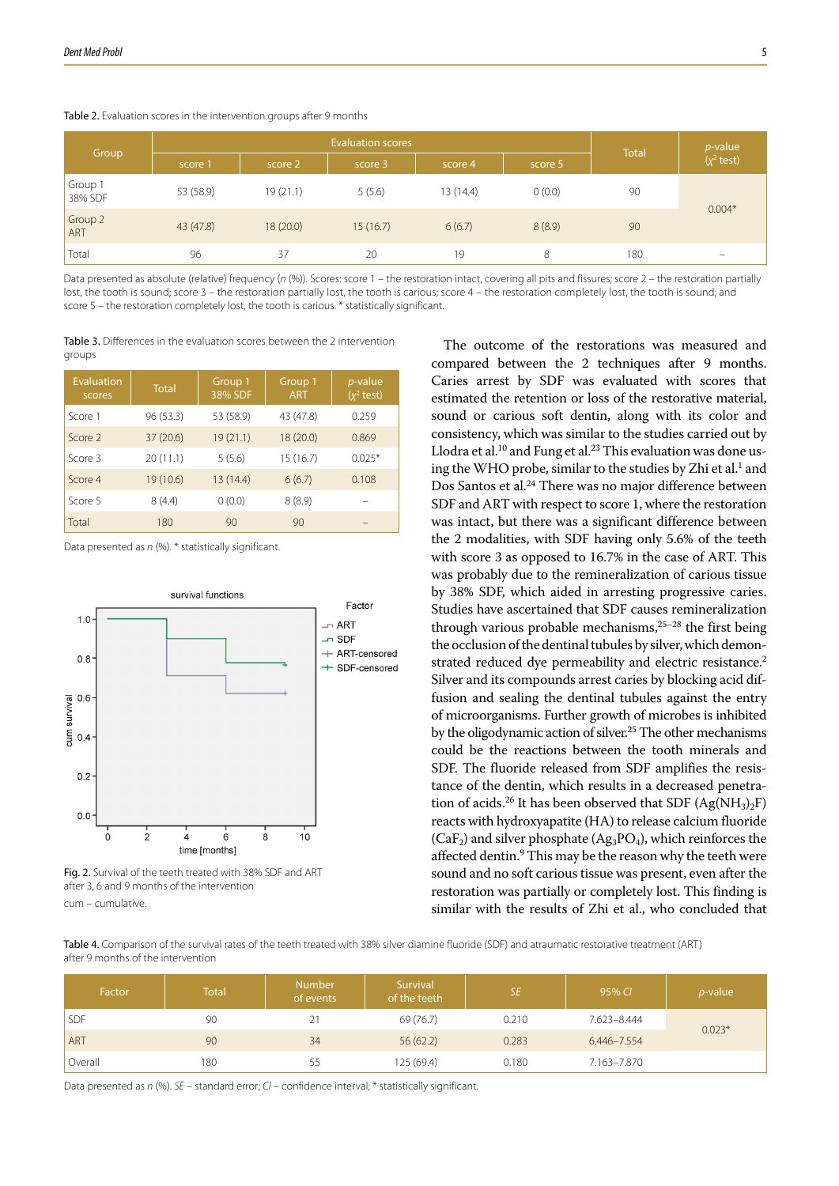Table 2. Evaluation scores in the intervention groups after 9 months

| Group | Evaluation scores | | | | | Total | p-value ($\chi^2$ test) |
|---|---|---|---|---|---|---|---|
| | score 1 | score 2 | score 3 | score 4 | score 5 | | |
| Group 1 38% SDF | 53 (58.9) | 19 (21.1) | 5 (5.6) | 13 (14.4) | 0 (0.0) | 90 | 0.004* |
| Group 2 ART | 43 (47.8) | 18 (20.0) | 15 (16.7) | 6 (6.7) | 8 (8.9) | 90 | |
| Total | 96 | 37 | 20 | 19 | 8 | 180 | – |

Data presented as absolute (relative) frequency (*n* (%)). Scores: score 1 – the restoration intact, covering all pits and fissures; score 2 – the restoration partially lost, the tooth is sound; score 3 – the restoration partially lost, the tooth is carious; score 4 – the restoration completely lost, the tooth is sound; and score 5 – the restoration completely lost, the tooth is carious. * statistically significant.

Table 3. Differences in the evaluation scores between the 2 intervention groups

| Evaluation scores | Total | Group 1 38% SDF | Group 1 ART | p-value ($\chi^2$ test) |
|---|---|---|---|---|
| Score 1 | 96 (53.3) | 53 (58.9) | 43 (47.8) | 0.259 |
| Score 2 | 37 (20.6) | 19 (21.1) | 18 (20.0) | 0.869 |
| Score 3 | 20 (11.1) | 5 (5.6) | 15 (16.7) | 0.025* |
| Score 4 | 19 (10.6) | 13 (14.4) | 6 (6.7) | 0.108 |
| Score 5 | 8 (4.4) | 0 (0.0) | 8 (8.9) | – |
| Total | 180 | 90 | 90 | – |

Data presented as *n* (%). * statistically significant.

Fig. 2. Survival of the teeth treated with 38% SDF and ART after 3, 6 and 9 months of the intervention

cum – cumulative.

The outcome of the restorations was measured and compared between the 2 techniques after 9 months. Caries arrest by SDF was evaluated with scores that estimated the retention or loss of the restorative material, sound or carious soft dentin, along with its color and consistency, which was similar to the studies carried out by Llodra et al.[10] and Fung et al.[23] This evaluation was done using the WHO probe, similar to the studies by Zhi et al.[1] and Dos Santos et al.[24] There was no major difference between SDF and ART with respect to score 1, where the restoration was intact, but there was a significant difference between the 2 modalities, with SDF having only 5.6% of the teeth with score 3 as opposed to 16.7% in the case of ART. This was probably due to the remineralization of carious tissue by 38% SDF, which aided in arresting progressive caries. Studies have ascertained that SDF causes remineralization through various probable mechanisms,[25–28] the first being the occlusion of the dentinal tubules by silver, which demonstrated reduced dye permeability and electric resistance.[2] Silver and its compounds arrest caries by blocking acid diffusion and sealing the dentinal tubules against the entry of microorganisms. Further growth of microbes is inhibited by the oligodynamic action of silver.[25] The other mechanisms could be the reactions between the tooth minerals and SDF. The fluoride released from SDF amplifies the resistance of the dentin, which results in a decreased penetration of acids.[26] It has been observed that SDF ($Ag(NH_3)_2F$) reacts with hydroxyapatite (HA) to release calcium fluoride ($CaF_2$) and silver phosphate ($Ag_3PO_4$), which reinforces the affected dentin.[9] This may be the reason why the teeth were sound and no soft carious tissue was present, even after the restoration was partially or completely lost. This finding is similar with the results of Zhi et al., who concluded that

Table 4. Comparison of the survival rates of the teeth treated with 38% silver diamine fluoride (SDF) and atraumatic restorative treatment (ART) after 9 months of the intervention

| Factor | Total | Number of events | Survival of the teeth | SE | 95% CI | p-value |
|---|---|---|---|---|---|---|
| SDF | 90 | 21 | 69 (76.7) | 0.210 | 7.623–8.444 | 0.023* |
| ART | 90 | 34 | 56 (62.2) | 0.283 | 6.446–7.554 | |
| Overall | 180 | 55 | 125 (69.4) | 0.180 | 7.163–7.870 | |

Data presented as *n* (%). *SE* – standard error; *CI* – confidence interval; * statistically significant.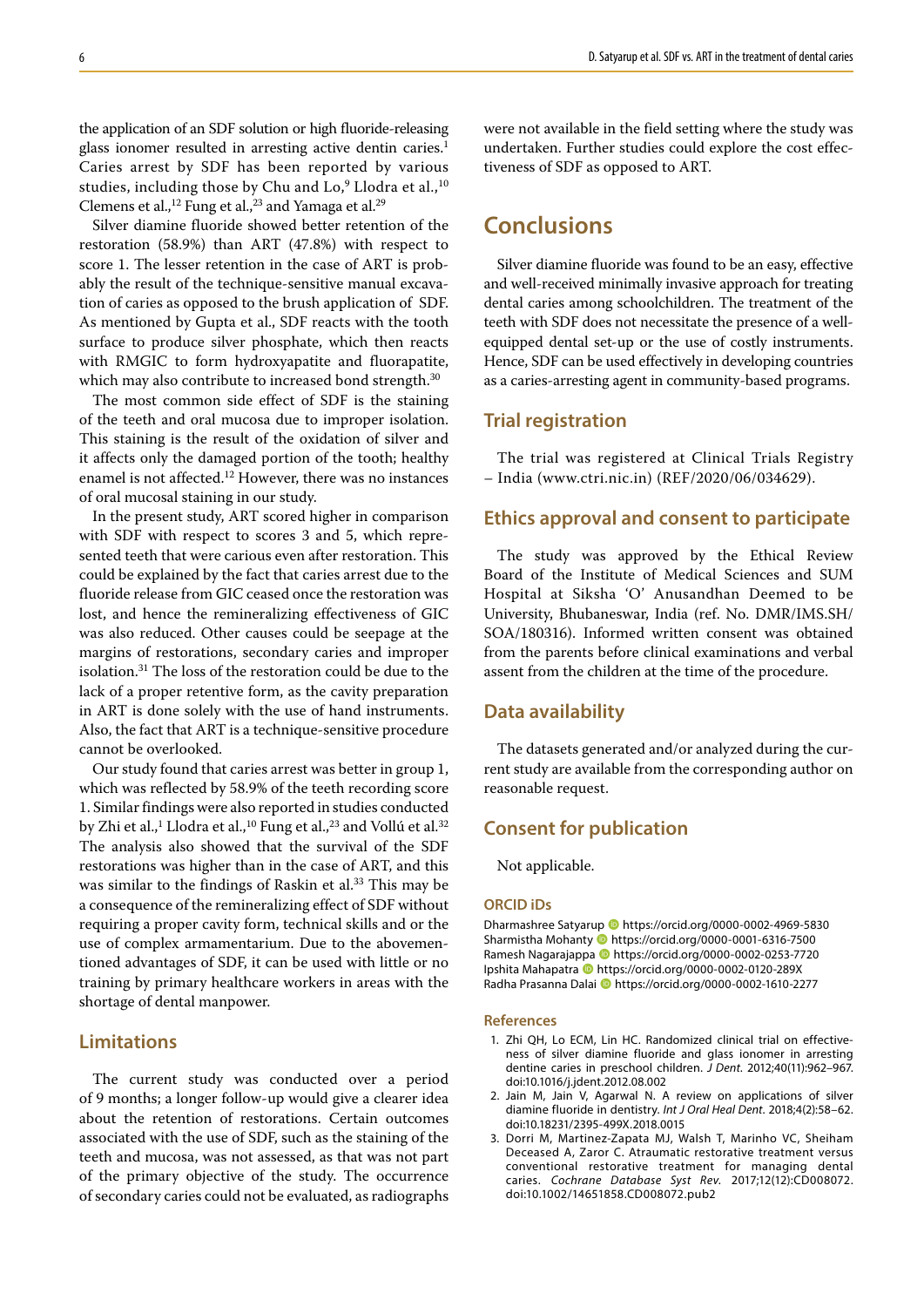the application of an SDF solution or high fluoride-releasing glass ionomer resulted in arresting active dentin caries.[1] Caries arrest by SDF has been reported by various studies, including those by Chu and Lo,[9] Llodra et al.,[10] Clemens et al.,[12] Fung et al.,[23] and Yamaga et al.[29]

Silver diamine fluoride showed better retention of the restoration (58.9%) than ART (47.8%) with respect to score 1. The lesser retention in the case of ART is probably the result of the technique-sensitive manual excavation of caries as opposed to the brush application of SDF. As mentioned by Gupta et al., SDF reacts with the tooth surface to produce silver phosphate, which then reacts with RMGIC to form hydroxyapatite and fluorapatite, which may also contribute to increased bond strength.[30]

The most common side effect of SDF is the staining of the teeth and oral mucosa due to improper isolation. This staining is the result of the oxidation of silver and it affects only the damaged portion of the tooth; healthy enamel is not affected.[12] However, there was no instances of oral mucosal staining in our study.

In the present study, ART scored higher in comparison with SDF with respect to scores 3 and 5, which represented teeth that were carious even after restoration. This could be explained by the fact that caries arrest due to the fluoride release from GIC ceased once the restoration was lost, and hence the remineralizing effectiveness of GIC was also reduced. Other causes could be seepage at the margins of restorations, secondary caries and improper isolation.[31] The loss of the restoration could be due to the lack of a proper retentive form, as the cavity preparation in ART is done solely with the use of hand instruments. Also, the fact that ART is a technique-sensitive procedure cannot be overlooked.

Our study found that caries arrest was better in group 1, which was reflected by 58.9% of the teeth recording score 1. Similar findings were also reported in studies conducted by Zhi et al.,[1] Llodra et al.,[10] Fung et al.,[23] and Vollú et al.[32] The analysis also showed that the survival of the SDF restorations was higher than in the case of ART, and this was similar to the findings of Raskin et al.[33] This may be a consequence of the remineralizing effect of SDF without requiring a proper cavity form, technical skills and or the use of complex armamentarium. Due to the abovementioned advantages of SDF, it can be used with little or no training by primary healthcare workers in areas with the shortage of dental manpower.

## Limitations

The current study was conducted over a period of 9 months; a longer follow-up would give a clearer idea about the retention of restorations. Certain outcomes associated with the use of SDF, such as the staining of the teeth and mucosa, was not assessed, as that was not part of the primary objective of the study. The occurrence of secondary caries could not be evaluated, as radiographs were not available in the field setting where the study was undertaken. Further studies could explore the cost effectiveness of SDF as opposed to ART.

# Conclusions

Silver diamine fluoride was found to be an easy, effective and well-received minimally invasive approach for treating dental caries among schoolchildren. The treatment of the teeth with SDF does not necessitate the presence of a well-equipped dental set-up or the use of costly instruments. Hence, SDF can be used effectively in developing countries as a caries-arresting agent in community-based programs.

## Trial registration

The trial was registered at Clinical Trials Registry – India (www.ctri.nic.in) (REF/2020/06/034629).

## Ethics approval and consent to participate

The study was approved by the Ethical Review Board of the Institute of Medical Sciences and SUM Hospital at Siksha 'O' Anusandhan Deemed to be University, Bhubaneswar, India (ref. No. DMR/IMS.SH/SOA/180316). Informed written consent was obtained from the parents before clinical examinations and verbal assent from the children at the time of the procedure.

## Data availability

The datasets generated and/or analyzed during the current study are available from the corresponding author on reasonable request.

## Consent for publication

Not applicable.

### ORCID iDs

Dharmashree Satyarup https://orcid.org/0000-0002-4969-5830
Sharmistha Mohanty https://orcid.org/0000-0001-6316-7500
Ramesh Nagarajappa https://orcid.org/0000-0002-0253-7720
Ipshita Mahapatra https://orcid.org/0000-0002-0120-289X
Radha Prasanna Dalai https://orcid.org/0000-0002-1610-2277

### References

1. Zhi QH, Lo ECM, Lin HC. Randomized clinical trial on effectiveness of silver diamine fluoride and glass ionomer in arresting dentine caries in preschool children. *J Dent.* 2012;40(11):962–967. doi:10.1016/j.jdent.2012.08.002
2. Jain M, Jain V, Agarwal N. A review on applications of silver diamine fluoride in dentistry. *Int J Oral Heal Dent.* 2018;4(2):58–62. doi:10.18231/2395-499X.2018.0015
3. Dorri M, Martinez-Zapata MJ, Walsh T, Marinho VC, Sheiham Deceased A, Zaror C. Atraumatic restorative treatment versus conventional restorative treatment for managing dental caries. *Cochrane Database Syst Rev.* 2017;12(12):CD008072. doi:10.1002/14651858.CD008072.pub2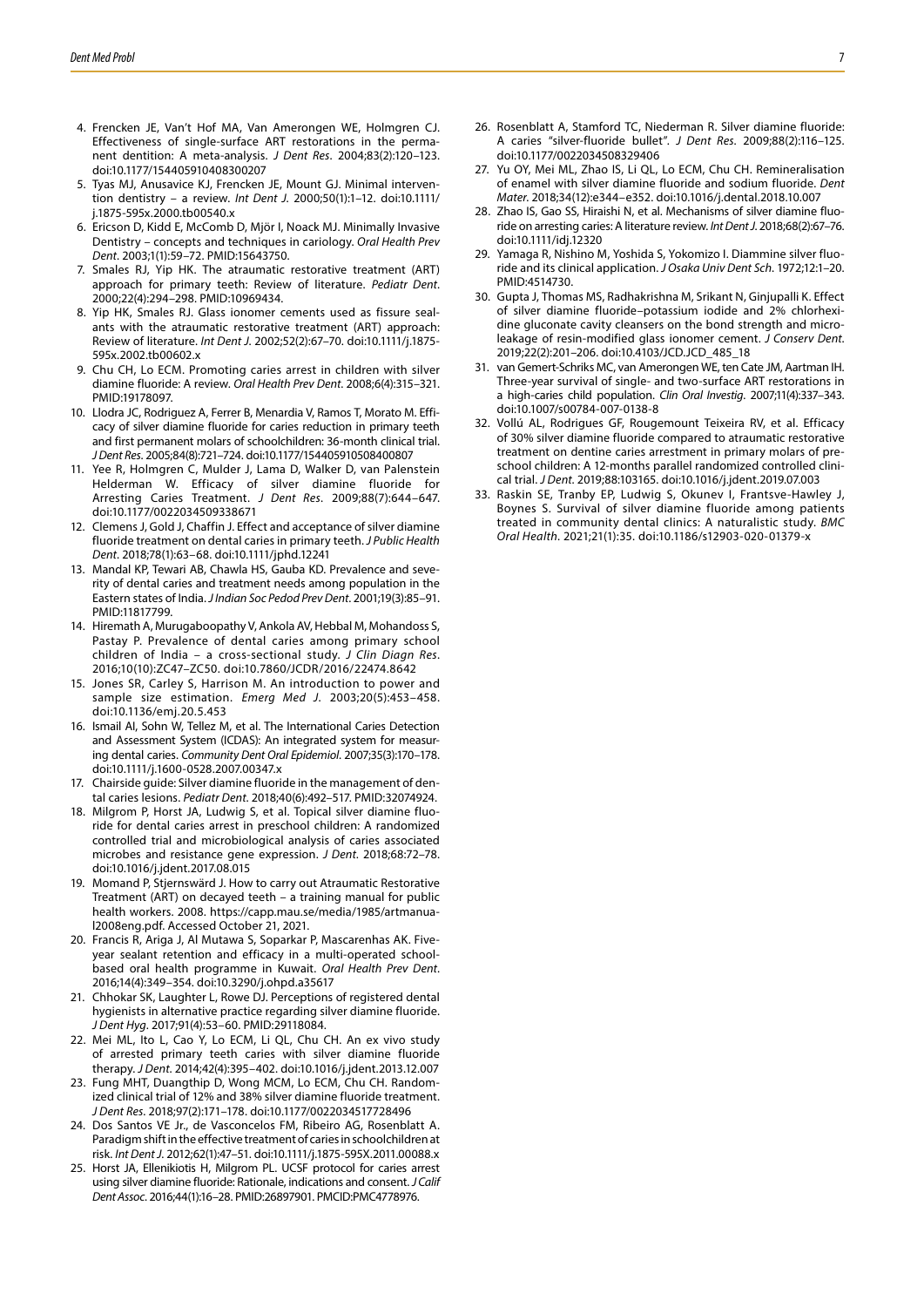4. Frencken JE, Van't Hof MA, Van Amerongen WE, Holmgren CJ. Effectiveness of single-surface ART restorations in the permanent dentition: A meta-analysis. *J Dent Res*. 2004;83(2):120–123. doi:10.1177/154405910408300207
5. Tyas MJ, Anusavice KJ, Frencken JE, Mount GJ. Minimal intervention dentistry – a review. *Int Dent J*. 2000;50(1):1–12. doi:10.1111/j.1875-595x.2000.tb00540.x
6. Ericson D, Kidd E, McComb D, Mjör I, Noack MJ. Minimally Invasive Dentistry – concepts and techniques in cariology. *Oral Health Prev Dent*. 2003;1(1):59–72. PMID:15643750.
7. Smales RJ, Yip HK. The atraumatic restorative treatment (ART) approach for primary teeth: Review of literature. *Pediatr Dent*. 2000;22(4):294–298. PMID:10969434.
8. Yip HK, Smales RJ. Glass ionomer cements used as fissure sealants with the atraumatic restorative treatment (ART) approach: Review of literature. *Int Dent J*. 2002;52(2):67–70. doi:10.1111/j.1875-595x.2002.tb00602.x
9. Chu CH, Lo ECM. Promoting caries arrest in children with silver diamine fluoride: A review. *Oral Health Prev Dent*. 2008;6(4):315–321. PMID:19178097.
10. Llodra JC, Rodriguez A, Ferrer B, Menardia V, Ramos T, Morato M. Efficacy of silver diamine fluoride for caries reduction in primary teeth and first permanent molars of schoolchildren: 36-month clinical trial. *J Dent Res*. 2005;84(8):721–724. doi:10.1177/154405910508400807
11. Yee R, Holmgren C, Mulder J, Lama D, Walker D, van Palenstein Helderman W. Efficacy of silver diamine fluoride for Arresting Caries Treatment. *J Dent Res*. 2009;88(7):644–647. doi:10.1177/0022034509338671
12. Clemens J, Gold J, Chaffin J. Effect and acceptance of silver diamine fluoride treatment on dental caries in primary teeth. *J Public Health Dent*. 2018;78(1):63–68. doi:10.1111/jphd.12241
13. Mandal KP, Tewari AB, Chawla HS, Gauba KD. Prevalence and severity of dental caries and treatment needs among population in the Eastern states of India. *J Indian Soc Pedod Prev Dent*. 2001;19(3):85–91. PMID:11817799.
14. Hiremath A, Murugaboopathy V, Ankola AV, Hebbal M, Mohandoss S, Pastay P. Prevalence of dental caries among primary school children of India – a cross-sectional study. *J Clin Diagn Res*. 2016;10(10):ZC47–ZC50. doi:10.7860/JCDR/2016/22474.8642
15. Jones SR, Carley S, Harrison M. An introduction to power and sample size estimation. *Emerg Med J*. 2003;20(5):453–458. doi:10.1136/emj.20.5.453
16. Ismail AI, Sohn W, Tellez M, et al. The International Caries Detection and Assessment System (ICDAS): An integrated system for measuring dental caries. *Community Dent Oral Epidemiol*. 2007;35(3):170–178. doi:10.1111/j.1600-0528.2007.00347.x
17. Chairside guide: Silver diamine fluoride in the management of dental caries lesions. *Pediatr Dent*. 2018;40(6):492–517. PMID:32074924.
18. Milgrom P, Horst JA, Ludwig S, et al. Topical silver diamine fluoride for dental caries arrest in preschool children: A randomized controlled trial and microbiological analysis of caries associated microbes and resistance gene expression. *J Dent*. 2018;68:72–78. doi:10.1016/j.jdent.2017.08.015
19. Momand P, Stjernswärd J. How to carry out Atraumatic Restorative Treatment (ART) on decayed teeth – a training manual for public health workers. 2008. https://capp.mau.se/media/1985/artmanual2008eng.pdf. Accessed October 21, 2021.
20. Francis R, Ariga J, Al Mutawa S, Soparkar P, Mascarenhas AK. Five-year sealant retention and efficacy in a multi-operated school-based oral health programme in Kuwait. *Oral Health Prev Dent*. 2016;14(4):349–354. doi:10.3290/j.ohpd.a35617
21. Chhokar SK, Laughter L, Rowe DJ. Perceptions of registered dental hygienists in alternative practice regarding silver diamine fluoride. *J Dent Hyg*. 2017;91(4):53–60. PMID:29118084.
22. Mei ML, Ito L, Cao Y, Lo ECM, Li QL, Chu CH. An ex vivo study of arrested primary teeth caries with silver diamine fluoride therapy. *J Dent*. 2014;42(4):395–402. doi:10.1016/j.jdent.2013.12.007
23. Fung MHT, Duangthip D, Wong MCM, Lo ECM, Chu CH. Randomized clinical trial of 12% and 38% silver diamine fluoride treatment. *J Dent Res*. 2018;97(2):171–178. doi:10.1177/0022034517728496
24. Dos Santos VE Jr., de Vasconcelos FM, Ribeiro AG, Rosenblatt A. Paradigm shift in the effective treatment of caries in schoolchildren at risk. *Int Dent J*. 2012;62(1):47–51. doi:10.1111/j.1875-595X.2011.00088.x
25. Horst JA, Ellenikiotis H, Milgrom PL. UCSF protocol for caries arrest using silver diamine fluoride: Rationale, indications and consent. *J Calif Dent Assoc*. 2016;44(1):16–28. PMID:26897901. PMCID:PMC4778976.
26. Rosenblatt A, Stamford TC, Niederman R. Silver diamine fluoride: A caries "silver-fluoride bullet". *J Dent Res*. 2009;88(2):116–125. doi:10.1177/0022034508329406
27. Yu OY, Mei ML, Zhao IS, Li QL, Lo ECM, Chu CH. Remineralisation of enamel with silver diamine fluoride and sodium fluoride. *Dent Mater*. 2018;34(12):e344–e352. doi:10.1016/j.dental.2018.10.007
28. Zhao IS, Gao SS, Hiraishi N, et al. Mechanisms of silver diamine fluoride on arresting caries: A literature review. *Int Dent J*. 2018;68(2):67–76. doi:10.1111/idj.12320
29. Yamaga R, Nishino M, Yoshida S, Yokomizo I. Diammine silver fluoride and its clinical application. *J Osaka Univ Dent Sch*. 1972;12:1–20. PMID:4514730.
30. Gupta J, Thomas MS, Radhakrishna M, Srikant N, Ginjupalli K. Effect of silver diamine fluoride–potassium iodide and 2% chlorhexidine gluconate cavity cleansers on the bond strength and microleakage of resin-modified glass ionomer cement. *J Conserv Dent*. 2019;22(2):201–206. doi:10.4103/JCD.JCD_485_18
31. van Gemert-Schriks MC, van Amerongen WE, ten Cate JM, Aartman IH. Three-year survival of single- and two-surface ART restorations in a high-caries child population. *Clin Oral Investig*. 2007;11(4):337–343. doi:10.1007/s00784-007-0138-8
32. Vollú AL, Rodrigues GF, Rougemount Teixeira RV, et al. Efficacy of 30% silver diamine fluoride compared to atraumatic restorative treatment on dentine caries arrestment in primary molars of preschool children: A 12-months parallel randomized controlled clinical trial. *J Dent*. 2019;88:103165. doi:10.1016/j.jdent.2019.07.003
33. Raskin SE, Tranby EP, Ludwig S, Okunev I, Frantsve-Hawley J, Boynes S. Survival of silver diamine fluoride among patients treated in community dental clinics: A naturalistic study. *BMC Oral Health*. 2021;21(1):35. doi:10.1186/s12903-020-01379-x